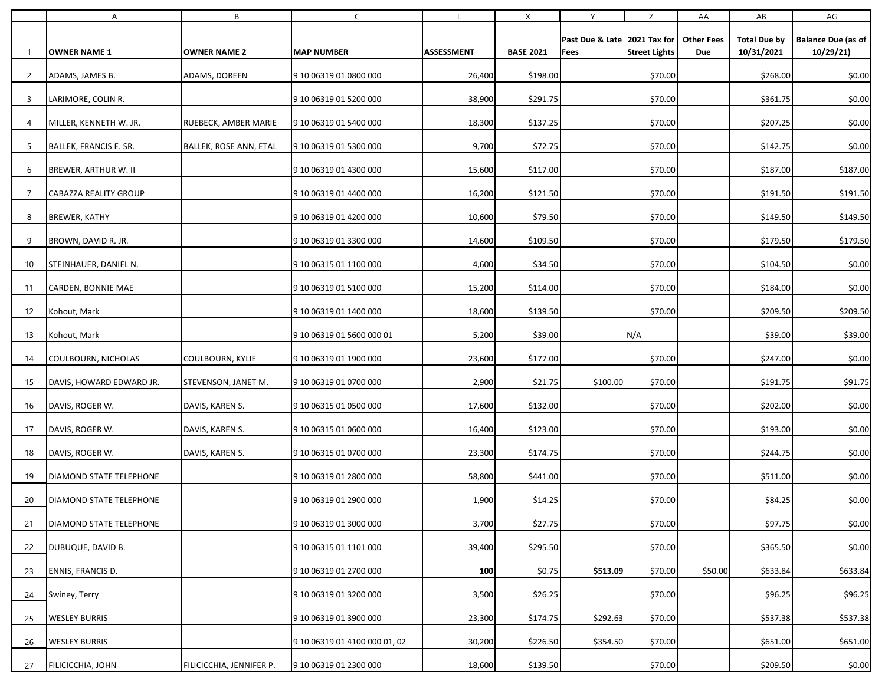| | A | B | C | L | X | Y | Z | AA | AB | AG |
|---|---|---|---|---|---|---|---|---|---|---|
| 1 | OWNER NAME 1 | OWNER NAME 2 | MAP NUMBER | ASSESSMENT | BASE 2021 | Past Due & Late Fees | 2021 Tax for Street Lights | Other Fees Due | Total Due by 10/31/2021 | Balance Due (as of 10/29/21) |
| 2 | ADAMS, JAMES B. | ADAMS, DOREEN | 9 10 06319 01 0800 000 | 26,400 | $198.00 | | $70.00 | | $268.00 | $0.00 |
| 3 | LARIMORE, COLIN R. | | 9 10 06319 01 5200 000 | 38,900 | $291.75 | | $70.00 | | $361.75 | $0.00 |
| 4 | MILLER, KENNETH W. JR. | RUEBECK, AMBER MARIE | 9 10 06319 01 5400 000 | 18,300 | $137.25 | | $70.00 | | $207.25 | $0.00 |
| 5 | BALLEK, FRANCIS E. SR. | BALLEK, ROSE ANN, ETAL | 9 10 06319 01 5300 000 | 9,700 | $72.75 | | $70.00 | | $142.75 | $0.00 |
| 6 | BREWER, ARTHUR W. II | | 9 10 06319 01 4300 000 | 15,600 | $117.00 | | $70.00 | | $187.00 | $187.00 |
| 7 | CABAZZA REALITY GROUP | | 9 10 06319 01 4400 000 | 16,200 | $121.50 | | $70.00 | | $191.50 | $191.50 |
| 8 | BREWER, KATHY | | 9 10 06319 01 4200 000 | 10,600 | $79.50 | | $70.00 | | $149.50 | $149.50 |
| 9 | BROWN, DAVID R. JR. | | 9 10 06319 01 3300 000 | 14,600 | $109.50 | | $70.00 | | $179.50 | $179.50 |
| 10 | STEINHAUER, DANIEL N. | | 9 10 06315 01 1100 000 | 4,600 | $34.50 | | $70.00 | | $104.50 | $0.00 |
| 11 | CARDEN, BONNIE MAE | | 9 10 06319 01 5100 000 | 15,200 | $114.00 | | $70.00 | | $184.00 | $0.00 |
| 12 | Kohout, Mark | | 9 10 06319 01 1400 000 | 18,600 | $139.50 | | $70.00 | | $209.50 | $209.50 |
| 13 | Kohout, Mark | | 9 10 06319 01 5600 000 01 | 5,200 | $39.00 | | N/A | | $39.00 | $39.00 |
| 14 | COULBOURN, NICHOLAS | COULBOURN, KYLIE | 9 10 06319 01 1900 000 | 23,600 | $177.00 | | $70.00 | | $247.00 | $0.00 |
| 15 | DAVIS, HOWARD EDWARD JR. | STEVENSON, JANET M. | 9 10 06319 01 0700 000 | 2,900 | $21.75 | $100.00 | $70.00 | | $191.75 | $91.75 |
| 16 | DAVIS, ROGER W. | DAVIS, KAREN S. | 9 10 06315 01 0500 000 | 17,600 | $132.00 | | $70.00 | | $202.00 | $0.00 |
| 17 | DAVIS, ROGER W. | DAVIS, KAREN S. | 9 10 06315 01 0600 000 | 16,400 | $123.00 | | $70.00 | | $193.00 | $0.00 |
| 18 | DAVIS, ROGER W. | DAVIS, KAREN S. | 9 10 06315 01 0700 000 | 23,300 | $174.75 | | $70.00 | | $244.75 | $0.00 |
| 19 | DIAMOND STATE TELEPHONE | | 9 10 06319 01 2800 000 | 58,800 | $441.00 | | $70.00 | | $511.00 | $0.00 |
| 20 | DIAMOND STATE TELEPHONE | | 9 10 06319 01 2900 000 | 1,900 | $14.25 | | $70.00 | | $84.25 | $0.00 |
| 21 | DIAMOND STATE TELEPHONE | | 9 10 06319 01 3000 000 | 3,700 | $27.75 | | $70.00 | | $97.75 | $0.00 |
| 22 | DUBUQUE, DAVID B. | | 9 10 06315 01 1101 000 | 39,400 | $295.50 | | $70.00 | | $365.50 | $0.00 |
| 23 | ENNIS, FRANCIS D. | | 9 10 06319 01 2700 000 | **100** | $0.75 | **$513.09** | $70.00 | $50.00 | $633.84 | $633.84 |
| 24 | Swiney, Terry | | 9 10 06319 01 3200 000 | 3,500 | $26.25 | | $70.00 | | $96.25 | $96.25 |
| 25 | WESLEY BURRIS | | 9 10 06319 01 3900 000 | 23,300 | $174.75 | $292.63 | $70.00 | | $537.38 | $537.38 |
| 26 | WESLEY BURRIS | | 9 10 06319 01 4100 000 01, 02 | 30,200 | $226.50 | $354.50 | $70.00 | | $651.00 | $651.00 |
| 27 | FILICICCHIA, JOHN | FILICICCHIA, JENNIFER P. | 9 10 06319 01 2300 000 | 18,600 | $139.50 | | $70.00 | | $209.50 | $0.00 |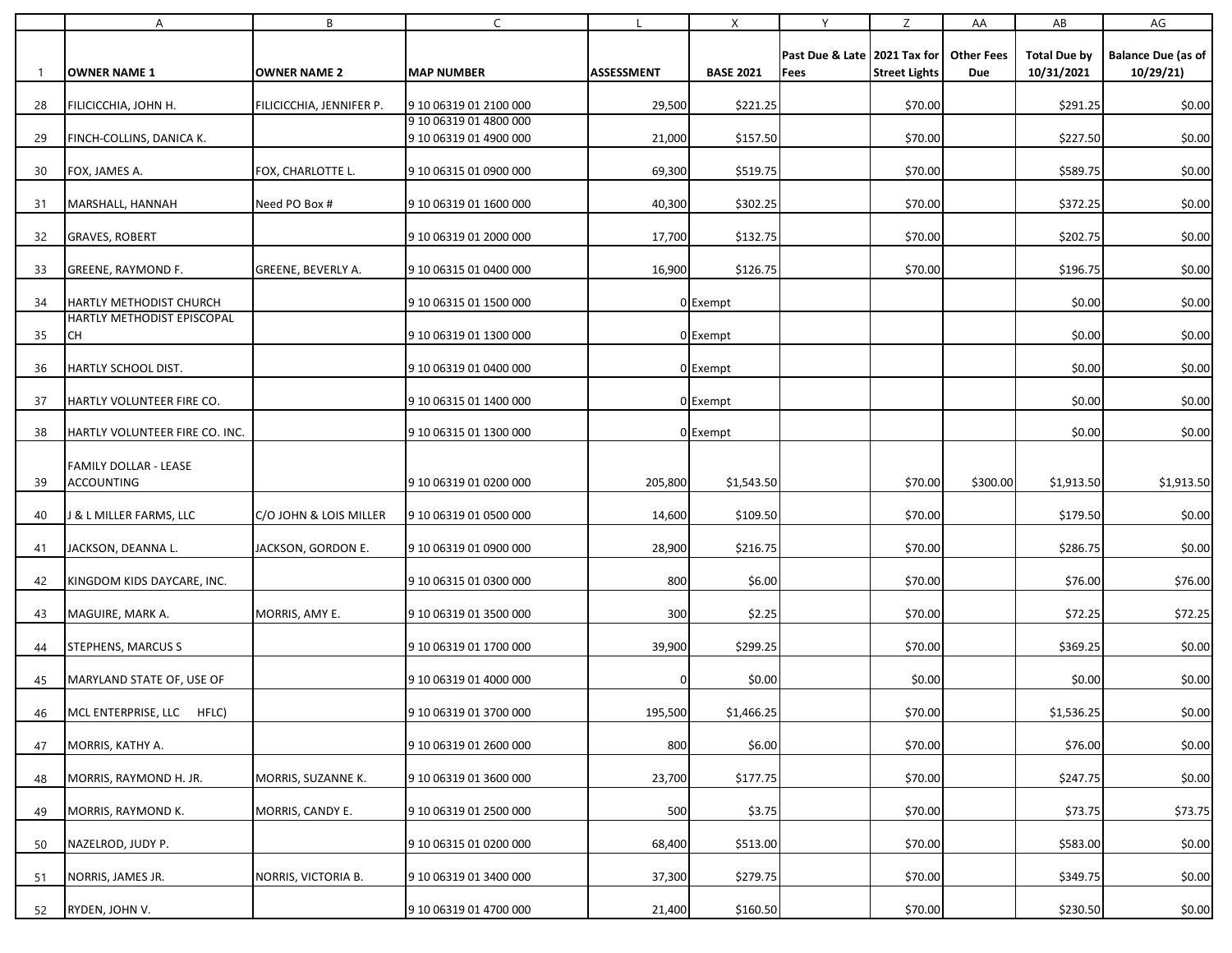| | A | B | C | L | X | Y | Z | AA | AB | AG |
|---|---|---|---|---|---|---|---|---|---|---|
| 1 | OWNER NAME 1 | OWNER NAME 2 | MAP NUMBER | ASSESSMENT | BASE 2021 | Past Due & Late Fees | 2021 Tax for Street Lights | Other Fees Due | Total Due by 10/31/2021 | Balance Due (as of 10/29/21) |
| 28 | FILICICCHIA, JOHN H. | FILICICCHIA, JENNIFER P. | 9 10 06319 01 2100 000 | 29,500 | $221.25 | | $70.00 | | $291.25 | $0.00 |
| 29 | FINCH-COLLINS, DANICA K. | | 9 10 06319 01 4800 000<br>9 10 06319 01 4900 000 | 21,000 | $157.50 | | $70.00 | | $227.50 | $0.00 |
| 30 | FOX, JAMES A. | FOX, CHARLOTTE L. | 9 10 06315 01 0900 000 | 69,300 | $519.75 | | $70.00 | | $589.75 | $0.00 |
| 31 | MARSHALL, HANNAH | Need PO Box # | 9 10 06319 01 1600 000 | 40,300 | $302.25 | | $70.00 | | $372.25 | $0.00 |
| 32 | GRAVES, ROBERT | | 9 10 06319 01 2000 000 | 17,700 | $132.75 | | $70.00 | | $202.75 | $0.00 |
| 33 | GREENE, RAYMOND F. | GREENE, BEVERLY A. | 9 10 06315 01 0400 000 | 16,900 | $126.75 | | $70.00 | | $196.75 | $0.00 |
| 34 | HARTLY METHODIST CHURCH | | 9 10 06315 01 1500 000 | 0 | Exempt | | | | $0.00 | $0.00 |
| 35 | HARTLY METHODIST EPISCOPAL CH | | 9 10 06319 01 1300 000 | 0 | Exempt | | | | $0.00 | $0.00 |
| 36 | HARTLY SCHOOL DIST. | | 9 10 06319 01 0400 000 | 0 | Exempt | | | | $0.00 | $0.00 |
| 37 | HARTLY VOLUNTEER FIRE CO. | | 9 10 06315 01 1400 000 | 0 | Exempt | | | | $0.00 | $0.00 |
| 38 | HARTLY VOLUNTEER FIRE CO. INC. | | 9 10 06315 01 1300 000 | 0 | Exempt | | | | $0.00 | $0.00 |
| 39 | FAMILY DOLLAR - LEASE ACCOUNTING | | 9 10 06319 01 0200 000 | 205,800 | $1,543.50 | | $70.00 | $300.00 | $1,913.50 | $1,913.50 |
| 40 | J & L MILLER FARMS, LLC | C/O JOHN & LOIS MILLER | 9 10 06319 01 0500 000 | 14,600 | $109.50 | | $70.00 | | $179.50 | $0.00 |
| 41 | JACKSON, DEANNA L. | JACKSON, GORDON E. | 9 10 06319 01 0900 000 | 28,900 | $216.75 | | $70.00 | | $286.75 | $0.00 |
| 42 | KINGDOM KIDS DAYCARE, INC. | | 9 10 06315 01 0300 000 | 800 | $6.00 | | $70.00 | | $76.00 | $76.00 |
| 43 | MAGUIRE, MARK A. | MORRIS, AMY E. | 9 10 06319 01 3500 000 | 300 | $2.25 | | $70.00 | | $72.25 | $72.25 |
| 44 | STEPHENS, MARCUS S | | 9 10 06319 01 1700 000 | 39,900 | $299.25 | | $70.00 | | $369.25 | $0.00 |
| 45 | MARYLAND STATE OF, USE OF | | 9 10 06319 01 4000 000 | 0 | $0.00 | | $0.00 | | $0.00 | $0.00 |
| 46 | MCL ENTERPRISE, LLC HFLC) | | 9 10 06319 01 3700 000 | 195,500 | $1,466.25 | | $70.00 | | $1,536.25 | $0.00 |
| 47 | MORRIS, KATHY A. | | 9 10 06319 01 2600 000 | 800 | $6.00 | | $70.00 | | $76.00 | $0.00 |
| 48 | MORRIS, RAYMOND H. JR. | MORRIS, SUZANNE K. | 9 10 06319 01 3600 000 | 23,700 | $177.75 | | $70.00 | | $247.75 | $0.00 |
| 49 | MORRIS, RAYMOND K. | MORRIS, CANDY E. | 9 10 06319 01 2500 000 | 500 | $3.75 | | $70.00 | | $73.75 | $73.75 |
| 50 | NAZELROD, JUDY P. | | 9 10 06315 01 0200 000 | 68,400 | $513.00 | | $70.00 | | $583.00 | $0.00 |
| 51 | NORRIS, JAMES JR. | NORRIS, VICTORIA B. | 9 10 06319 01 3400 000 | 37,300 | $279.75 | | $70.00 | | $349.75 | $0.00 |
| 52 | RYDEN, JOHN V. | | 9 10 06319 01 4700 000 | 21,400 | $160.50 | | $70.00 | | $230.50 | $0.00 |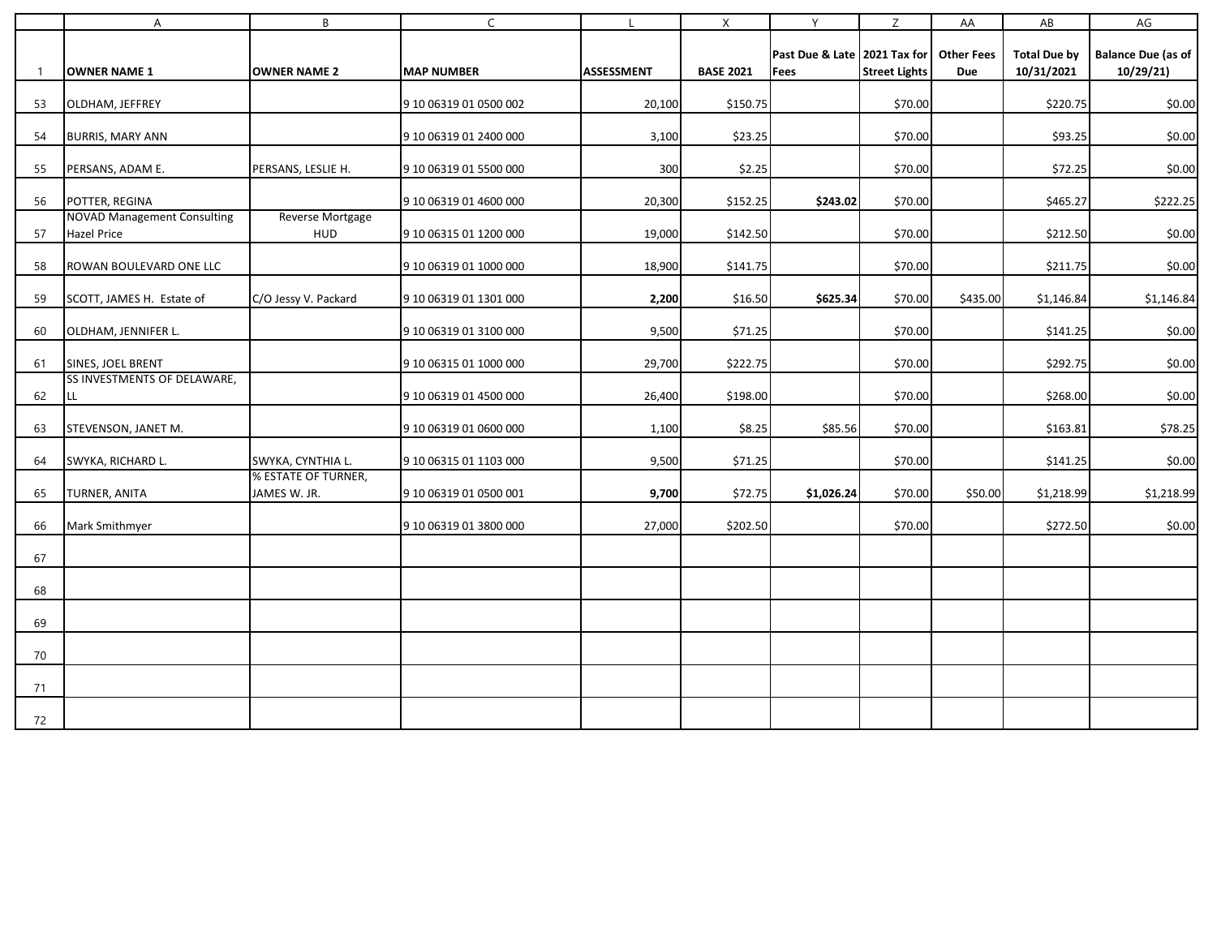| | A | B | C | L | X | Y | Z | AA | AB | AG |
|---|---|---|---|---|---|---|---|---|---|---|
| 1 | **OWNER NAME 1** | **OWNER NAME 2** | **MAP NUMBER** | **ASSESSMENT** | **BASE 2021** | **Past Due & Late Fees** | **2021 Tax for Street Lights** | **Other Fees Due** | **Total Due by 10/31/2021** | **Balance Due (as of 10/29/21)** |
| 53 | OLDHAM, JEFFREY | | 9 10 06319 01 0500 002 | 20,100 | $150.75 | | $70.00 | | $220.75 | $0.00 |
| 54 | BURRIS, MARY ANN | | 9 10 06319 01 2400 000 | 3,100 | $23.25 | | $70.00 | | $93.25 | $0.00 |
| 55 | PERSANS, ADAM E. | PERSANS, LESLIE H. | 9 10 06319 01 5500 000 | 300 | $2.25 | | $70.00 | | $72.25 | $0.00 |
| 56 | POTTER, REGINA | | 9 10 06319 01 4600 000 | 20,300 | $152.25 | **$243.02** | $70.00 | | $465.27 | $222.25 |
| 57 | NOVAD Management Consulting Hazel Price | Reverse Mortgage HUD | 9 10 06315 01 1200 000 | 19,000 | $142.50 | | $70.00 | | $212.50 | $0.00 |
| 58 | ROWAN BOULEVARD ONE LLC | | 9 10 06319 01 1000 000 | 18,900 | $141.75 | | $70.00 | | $211.75 | $0.00 |
| 59 | SCOTT, JAMES H. Estate of | C/O Jessy V. Packard | 9 10 06319 01 1301 000 | **2,200** | $16.50 | **$625.34** | $70.00 | $435.00 | $1,146.84 | $1,146.84 |
| 60 | OLDHAM, JENNIFER L. | | 9 10 06319 01 3100 000 | 9,500 | $71.25 | | $70.00 | | $141.25 | $0.00 |
| 61 | SINES, JOEL BRENT | | 9 10 06315 01 1000 000 | 29,700 | $222.75 | | $70.00 | | $292.75 | $0.00 |
| 62 | SS INVESTMENTS OF DELAWARE, LL | | 9 10 06319 01 4500 000 | 26,400 | $198.00 | | $70.00 | | $268.00 | $0.00 |
| 63 | STEVENSON, JANET M. | | 9 10 06319 01 0600 000 | 1,100 | $8.25 | $85.56 | $70.00 | | $163.81 | $78.25 |
| 64 | SWYKA, RICHARD L. | SWYKA, CYNTHIA L. | 9 10 06315 01 1103 000 | 9,500 | $71.25 | | $70.00 | | $141.25 | $0.00 |
| 65 | TURNER, ANITA | % ESTATE OF TURNER, JAMES W. JR. | 9 10 06319 01 0500 001 | **9,700** | $72.75 | **$1,026.24** | $70.00 | $50.00 | $1,218.99 | $1,218.99 |
| 66 | Mark Smithmyer | | 9 10 06319 01 3800 000 | 27,000 | $202.50 | | $70.00 | | $272.50 | $0.00 |
| 67 | | | | | | | | | | |
| 68 | | | | | | | | | | |
| 69 | | | | | | | | | | |
| 70 | | | | | | | | | | |
| 71 | | | | | | | | | | |
| 72 | | | | | | | | | | |